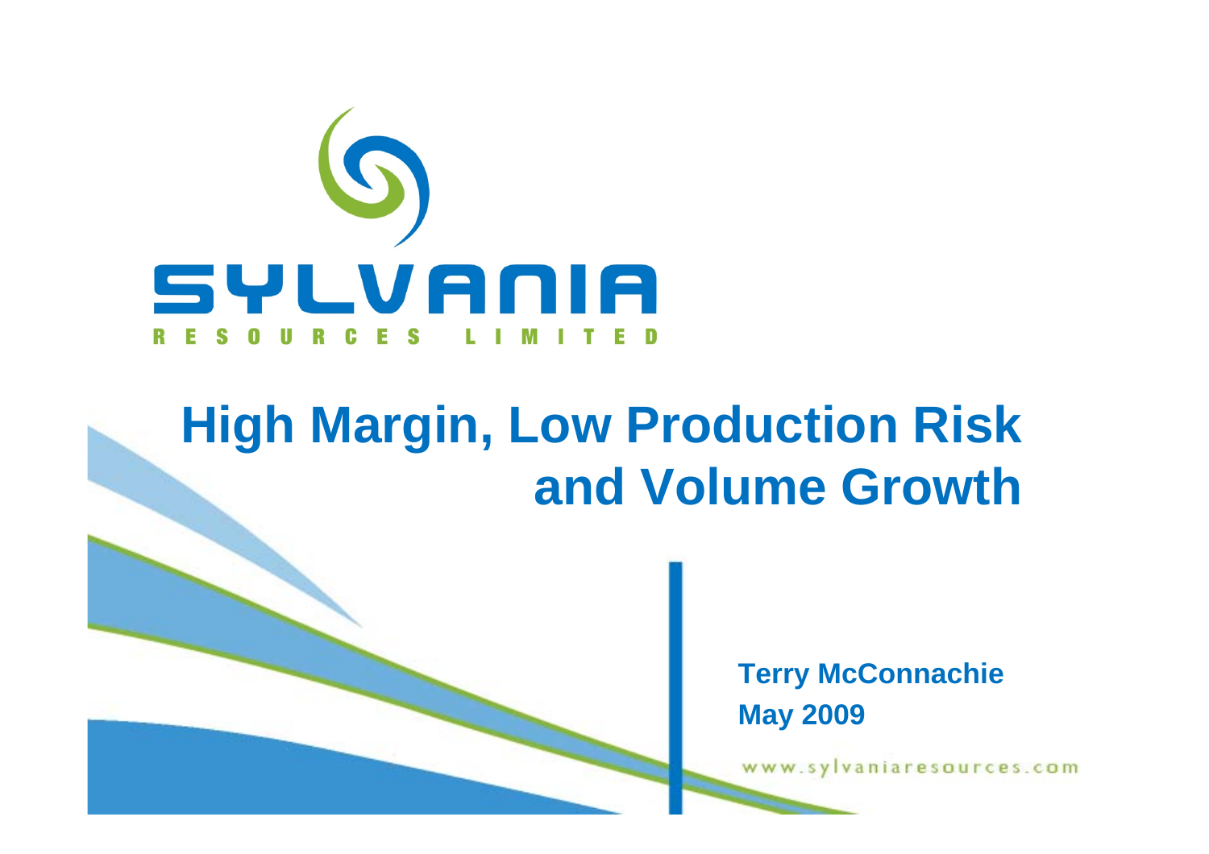SYLVANIA

RESOURCES LIMITED

# High Margin, Low Production Risk and Volume Growth

**Terry McConnachie**

**May 2009**

www.sylvaniaresources.com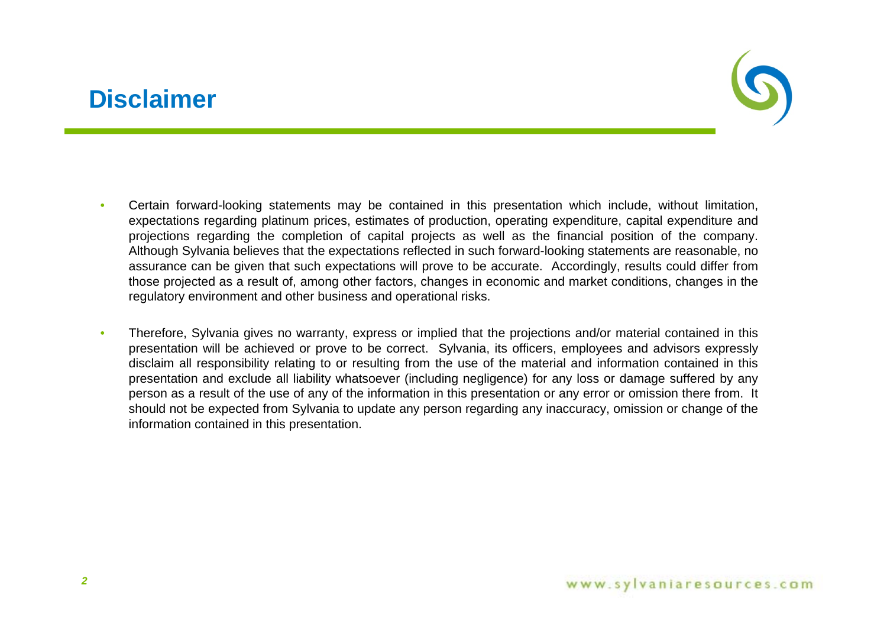# Disclaimer

- Certain forward-looking statements may be contained in this presentation which include, without limitation, expectations regarding platinum prices, estimates of production, operating expenditure, capital expenditure and projections regarding the completion of capital projects as well as the financial position of the company. Although Sylvania believes that the expectations reflected in such forward-looking statements are reasonable, no assurance can be given that such expectations will prove to be accurate. Accordingly, results could differ from those projected as a result of, among other factors, changes in economic and market conditions, changes in the regulatory environment and other business and operational risks.

- Therefore, Sylvania gives no warranty, express or implied that the projections and/or material contained in this presentation will be achieved or prove to be correct. Sylvania, its officers, employees and advisors expressly disclaim all responsibility relating to or resulting from the use of the material and information contained in this presentation and exclude all liability whatsoever (including negligence) for any loss or damage suffered by any person as a result of the use of any of the information in this presentation or any error or omission there from. It should not be expected from Sylvania to update any person regarding any inaccuracy, omission or change of the information contained in this presentation.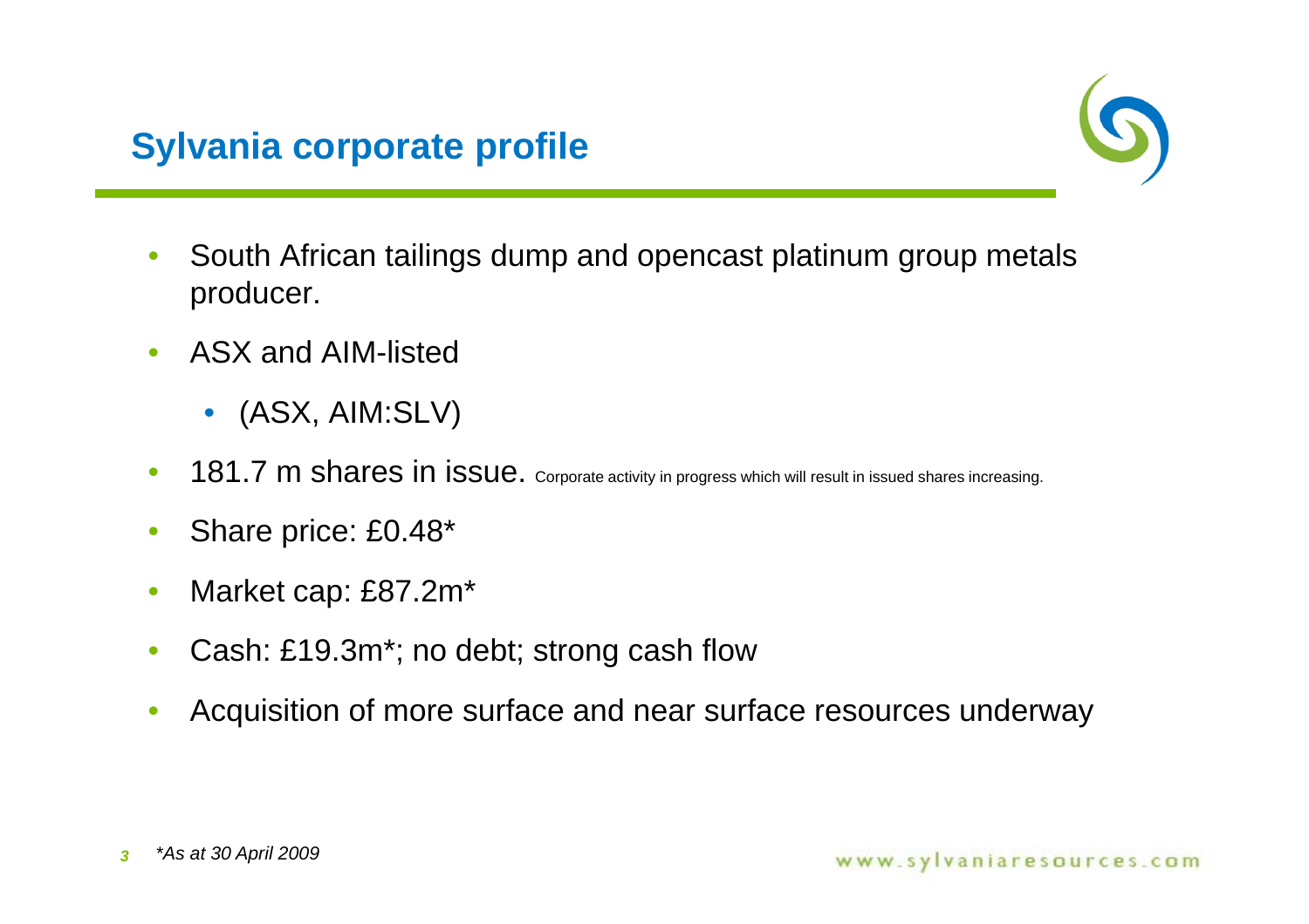## Sylvania corporate profile

- South African tailings dump and opencast platinum group metals producer.
- ASX and AIM-listed
  - (ASX, AIM:SLV)
- 181.7 m shares in issue. Corporate activity in progress which will result in issued shares increasing.
- Share price: £0.48*
- Market cap: £87.2m*
- Cash: £19.3m*; no debt; strong cash flow
- Acquisition of more surface and near surface resources underway

*\*As at 30 April 2009*

www.sylvaniaresources.com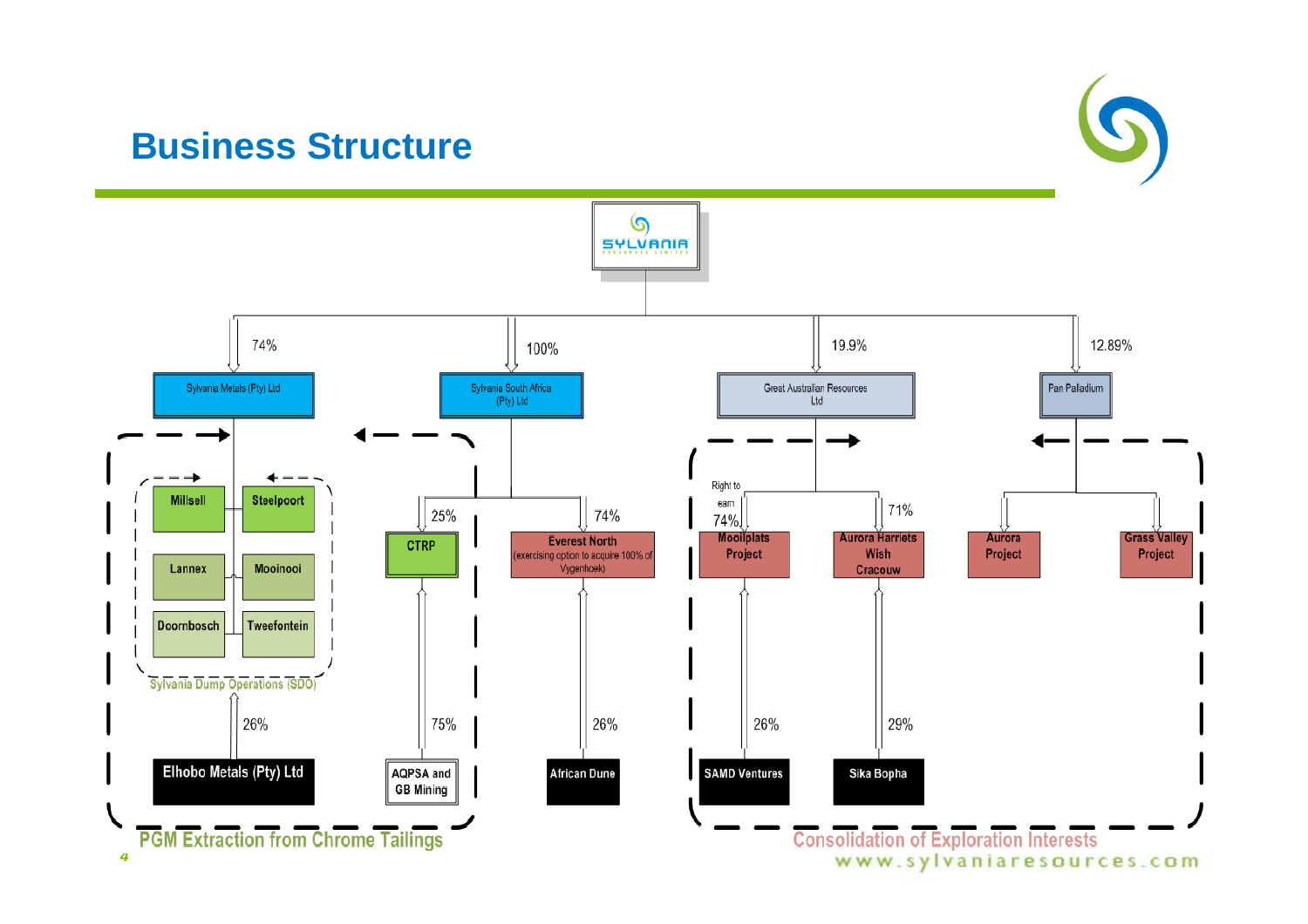# Business Structure

**SYLVANIA RESOURCES LIMITED**

- 74% — Sylvania Metals (Pty) Ltd
  - Sylvania Dump Operations (SDO): Millsell, Steelpoort, Lannex, Mooinooi, Doornbosch, Tweefontein
  - 26% — Elhobo Metals (Pty) Ltd
- 100% — Sylvania South Africa (Pty) Ltd
  - 25% — CTRP
    - 75% — AQPSA and GB Mining
  - 74% — Everest North (exercising option to acquire 100% of Vygenhoek)
    - 26% — African Dune
- 19.9% — Great Australian Resources Ltd
  - Right to earn 74% — Mooiplats Project
    - 26% — SAMD Ventures
  - 71% — Aurora Harriets Wish Cracouw
    - 29% — Sika Bopha
- 12.89% — Pan Palladium
  - Aurora Project
  - Grass Valley Project

PGM Extraction from Chrome Tailings

Consolidation of Exploration Interests

www.sylvaniaresources.com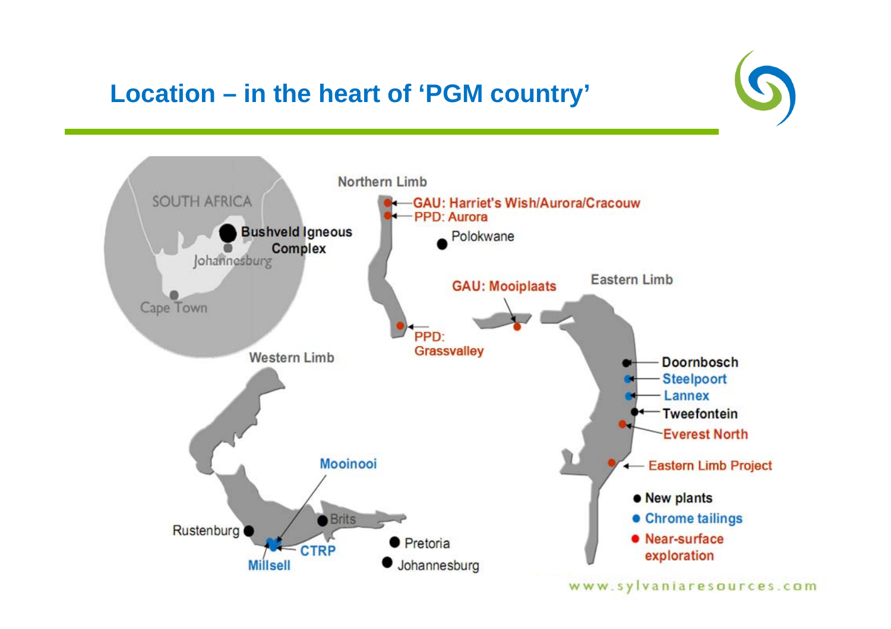# Location – in the heart of 'PGM country'

SOUTH AFRICA

Bushveld Igneous Complex

Johannesburg

Cape Town

Northern Limb

GAU: Harriet's Wish/Aurora/Cracouw

PPD: Aurora

Polokwane

GAU: Mooiplaats

Eastern Limb

PPD: Grassvalley

Western Limb

Doornbosch

Steelpoort

Lannex

Tweefontein

Everest North

Eastern Limb Project

Mooinooi

Brits

Rustenburg

CTRP

Millsell

Pretoria

Johannesburg

- New plants
- Chrome tailings
- Near-surface exploration

www.sylvaniaresources.com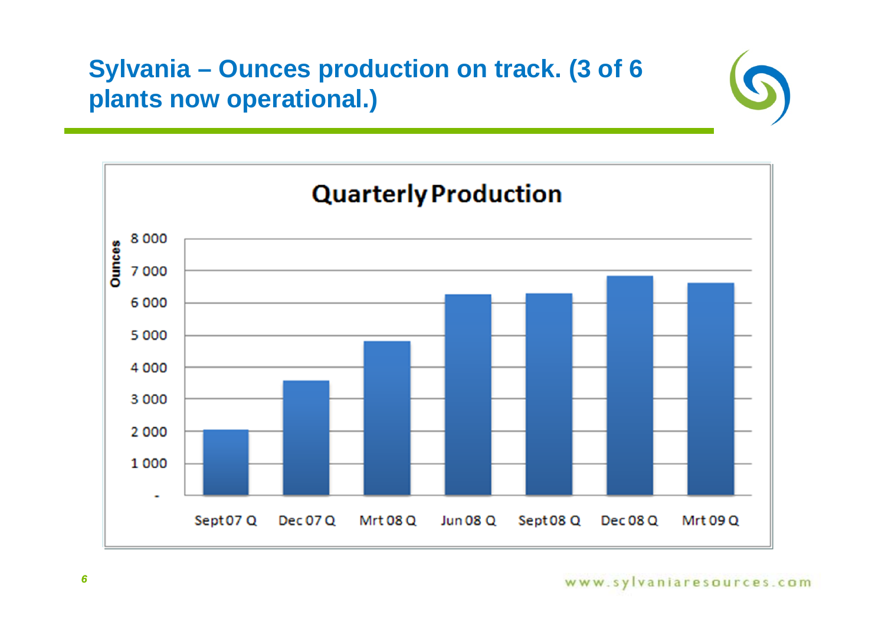# Sylvania – Ounces production on track. (3 of 6 plants now operational.)

**Quarterly Production**

| Quarter | Ounces (approx.) |
|---|---|
| Sept07 Q | 2 000 |
| Dec 07 Q | 3 600 |
| Mrt 08 Q | 4 800 |
| Jun 08 Q | 6 250 |
| Sept08 Q | 6 300 |
| Dec 08 Q | 6 850 |
| Mrt 09 Q | 6 600 |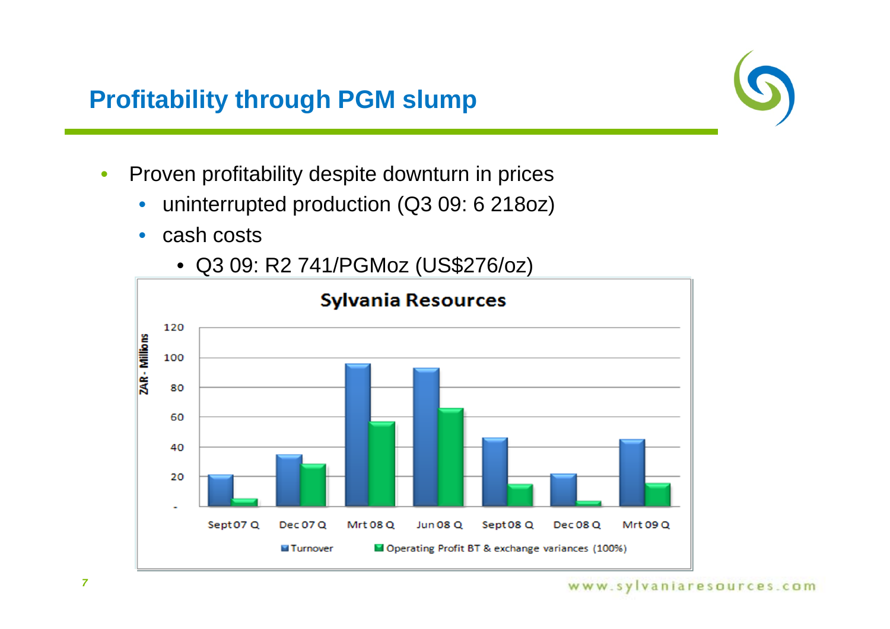# Profitability through PGM slump

- Proven profitability despite downturn in prices
  - uninterrupted production (Q3 09: 6 218oz)
  - cash costs
    - Q3 09: R2 741/PGMoz (US$276/oz)

**Sylvania Resources**

ZAR - Millions

120
100
80
60
40
20
-

Sept07 Q | Dec 07 Q | Mrt 08 Q | Jun 08 Q | Sept08 Q | Dec 08 Q | Mrt 09 Q

Turnover | Operating Profit BT & exchange variances (100%)

www.sylvaniaresources.com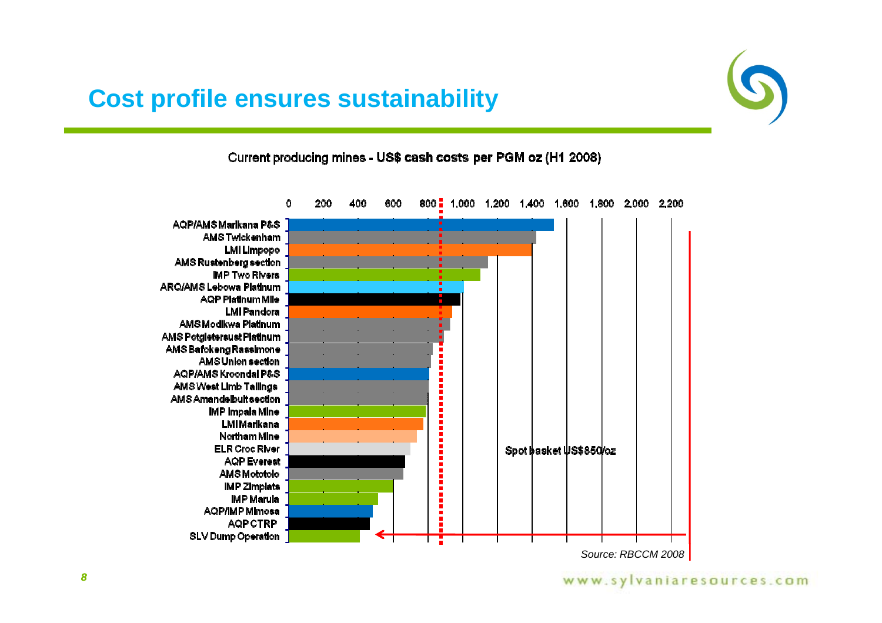# Cost profile ensures sustainability

Current producing mines - **US$ cash costs per PGM oz (H1 2008)**

| Mine |
|---|
| AQP/AMS Marikana P&S |
| AMS Twickenham |
| LMI Limpopo |
| AMS Rustenberg section |
| IMP Two Rivers |
| ARQ/AMS Lebowa Platinum |
| AQP Platinum Mile |
| LMI Pandora |
| AMS Modikwa Platinum |
| AMS Potgietersuet Platinum |
| AMS Bafokeng Rassimone |
| AMS Union section |
| AQP/AMS Kroondal P&S |
| AMS West Limb Tailings |
| AMS Amandelbult section |
| IMP Impala Mine |
| LMI Marikana |
| Northam Mine |
| ELR Croc River |
| AQP Everest |
| AMS Mototolo |
| IMP Zimplats |
| IMP Marula |
| AQP/IMP Mimosa |
| AQP CTRP |
| SLV Dump Operation |

Axis: 0, 200, 400, 600, 800, 1,000, 1,200, 1,400, 1,600, 1,800, 2,000, 2,200

Spot basket US$850/oz

*Source: RBCCM 2008*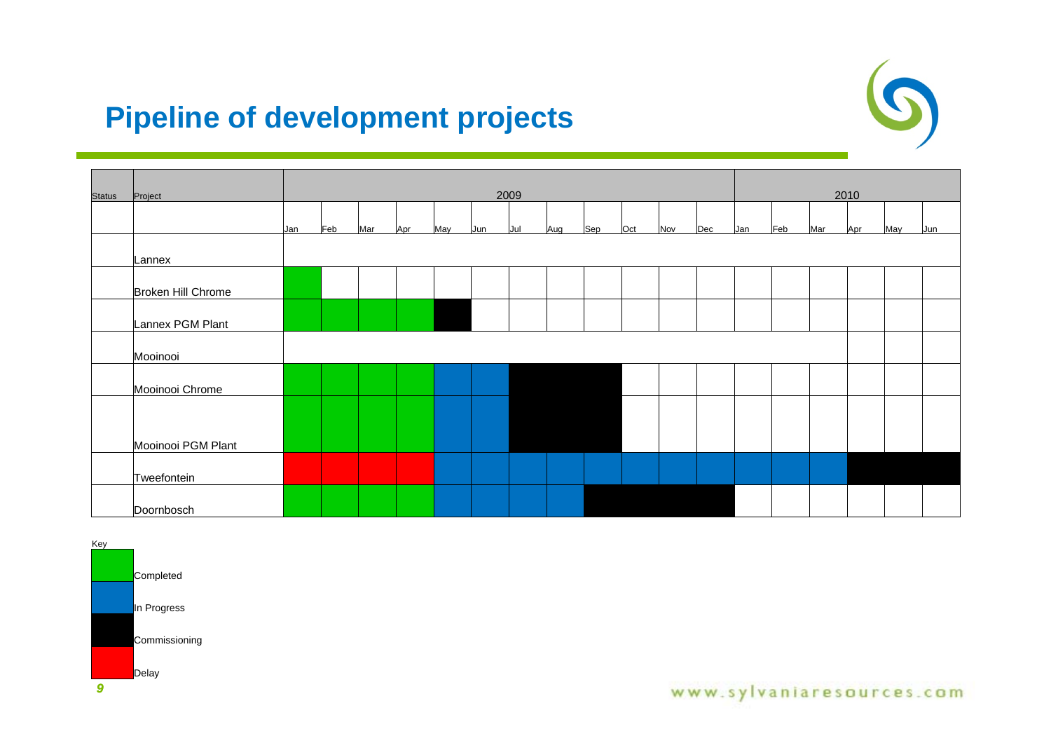# Pipeline of development projects

| Status | Project | 2009 | | | | | | | | | | | | 2010 | | | | | |
|---|---|---|---|---|---|---|---|---|---|---|---|---|---|---|---|---|---|---|---|
| | | Jan | Feb | Mar | Apr | May | Jun | Jul | Aug | Sep | Oct | Nov | Dec | Jan | Feb | Mar | Apr | May | Jun |
| | Lannex | | | | | | | | | | | | | | | | | | |
| | Broken Hill Chrome | Completed | | | | | | | | | | | | | | | | | |
| | Lannex PGM Plant | Completed | Completed | Completed | Completed | Commissioning | | | | | | | | | | | | | |
| | Mooinooi | | | | | | | | | | | | | | | | | | |
| | Mooinooi Chrome | Completed | Completed | Completed | Completed | In Progress | In Progress | Commissioning | Commissioning | Commissioning | | | | | | | | | |
| | Mooinooi PGM Plant | Completed | Completed | Completed | Completed | In Progress | In Progress | Commissioning | Commissioning | Commissioning | | | | | | | | | |
| | Tweefontein | Delay | Delay | Delay | Delay | In Progress | In Progress | In Progress | In Progress | In Progress | In Progress | In Progress | In Progress | In Progress | In Progress | In Progress | Commissioning | Commissioning | Commissioning |
| | Doornbosch | Completed | Completed | Completed | Completed | In Progress | In Progress | In Progress | In Progress | Commissioning | Commissioning | Commissioning | Commissioning | | | | | | |

Key

- Completed
- In Progress
- Commissioning
- Delay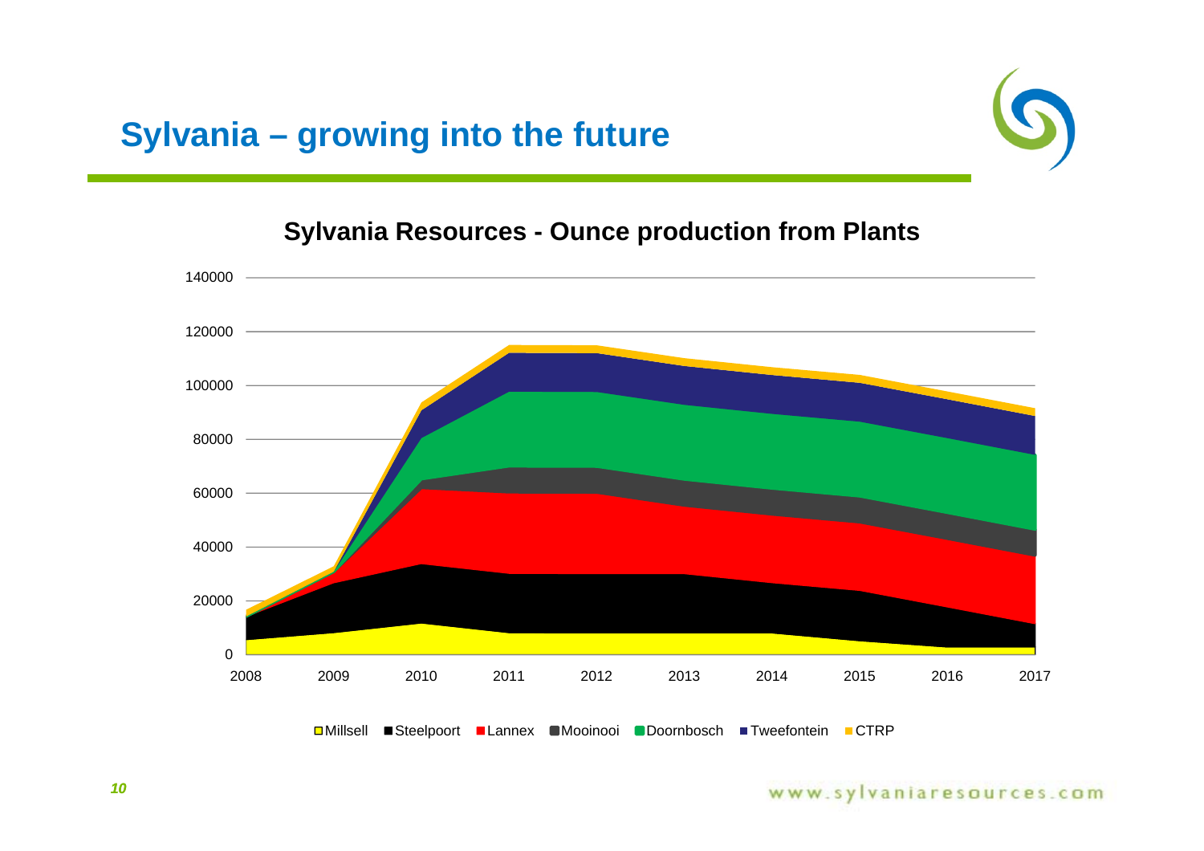# Sylvania – growing into the future

## Sylvania Resources - Ounce production from Plants

140000
120000
100000
80000
60000
40000
20000
0

2008 2009 2010 2011 2012 2013 2014 2015 2016 2017

Millsell Steelpoort Lannex Mooinooi Doornbosch Tweefontein CTRP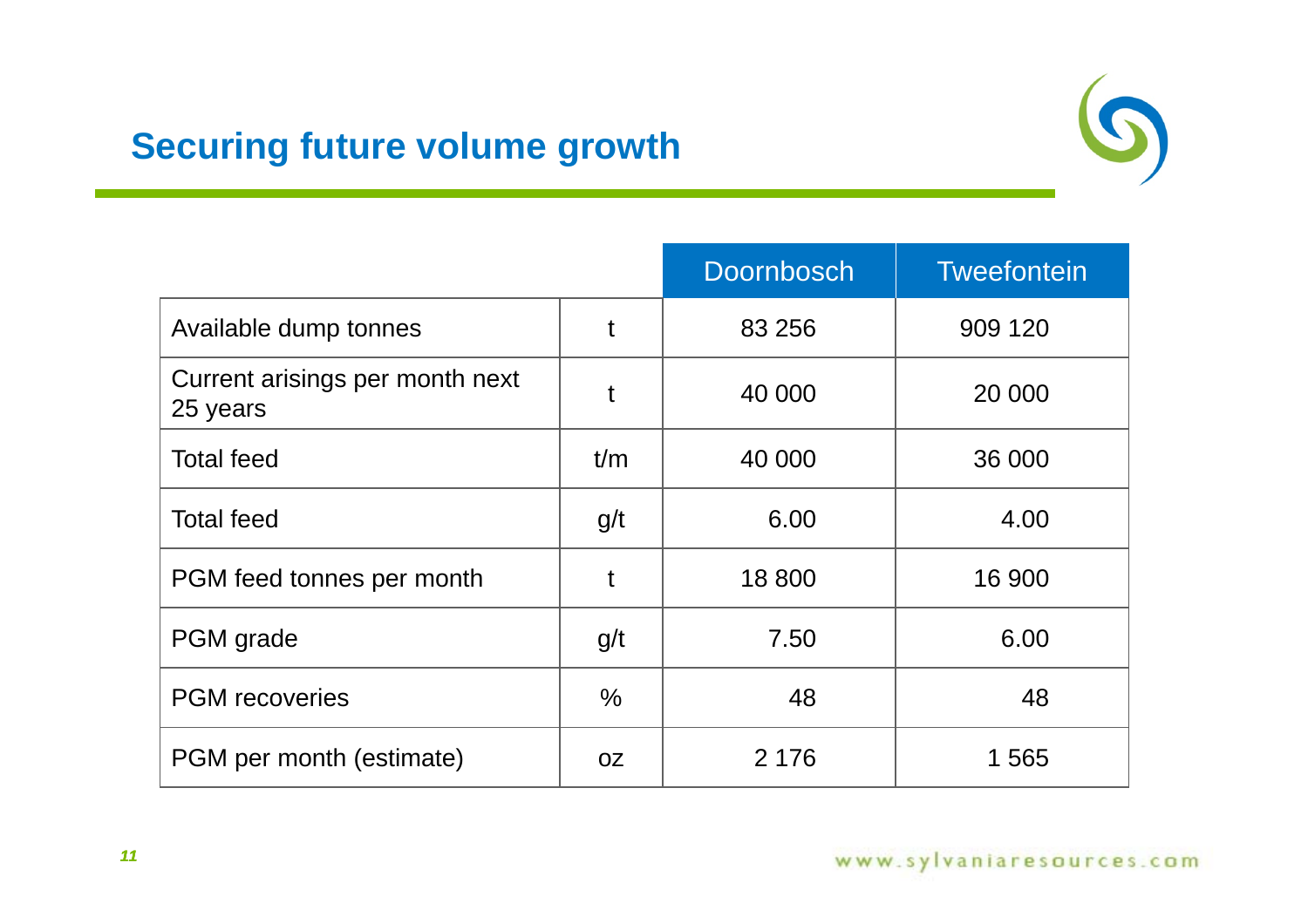## Securing future volume growth

| | | Doornbosch | Tweefontein |
|---|---|---|---|
| Available dump tonnes | t | 83 256 | 909 120 |
| Current arisings per month next 25 years | t | 40 000 | 20 000 |
| Total feed | t/m | 40 000 | 36 000 |
| Total feed | g/t | 6.00 | 4.00 |
| PGM feed tonnes per month | t | 18 800 | 16 900 |
| PGM grade | g/t | 7.50 | 6.00 |
| PGM recoveries | % | 48 | 48 |
| PGM per month (estimate) | oz | 2 176 | 1 565 |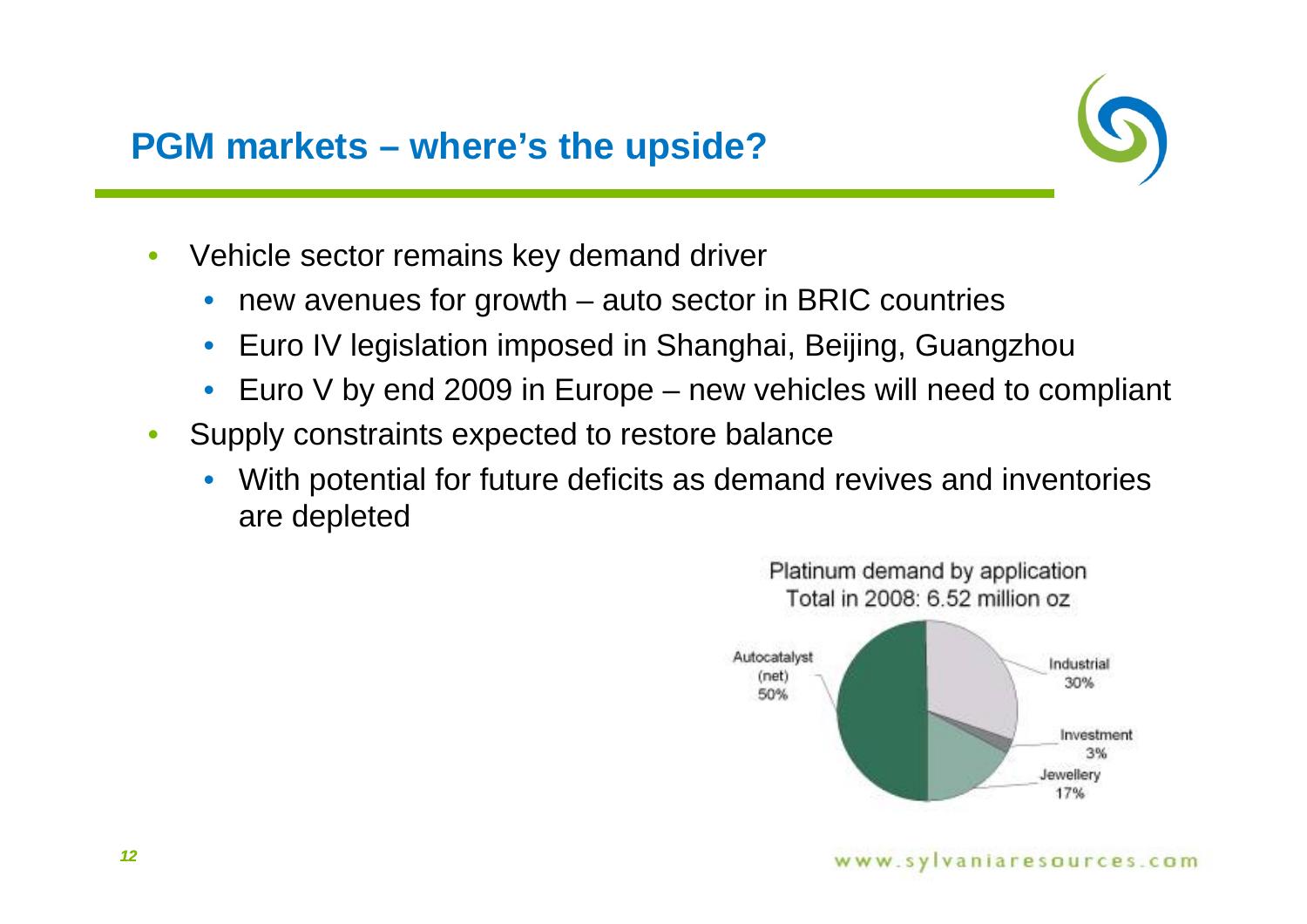## PGM markets – where's the upside?

- Vehicle sector remains key demand driver
  - new avenues for growth – auto sector in BRIC countries
  - Euro IV legislation imposed in Shanghai, Beijing, Guangzhou
  - Euro V by end 2009 in Europe – new vehicles will need to compliant
- Supply constraints expected to restore balance
  - With potential for future deficits as demand revives and inventories are depleted

Platinum demand by application
Total in 2008: 6.52 million oz

| Application | Share |
|---|---|
| Autocatalyst (net) | 50% |
| Industrial | 30% |
| Investment | 3% |
| Jewellery | 17% |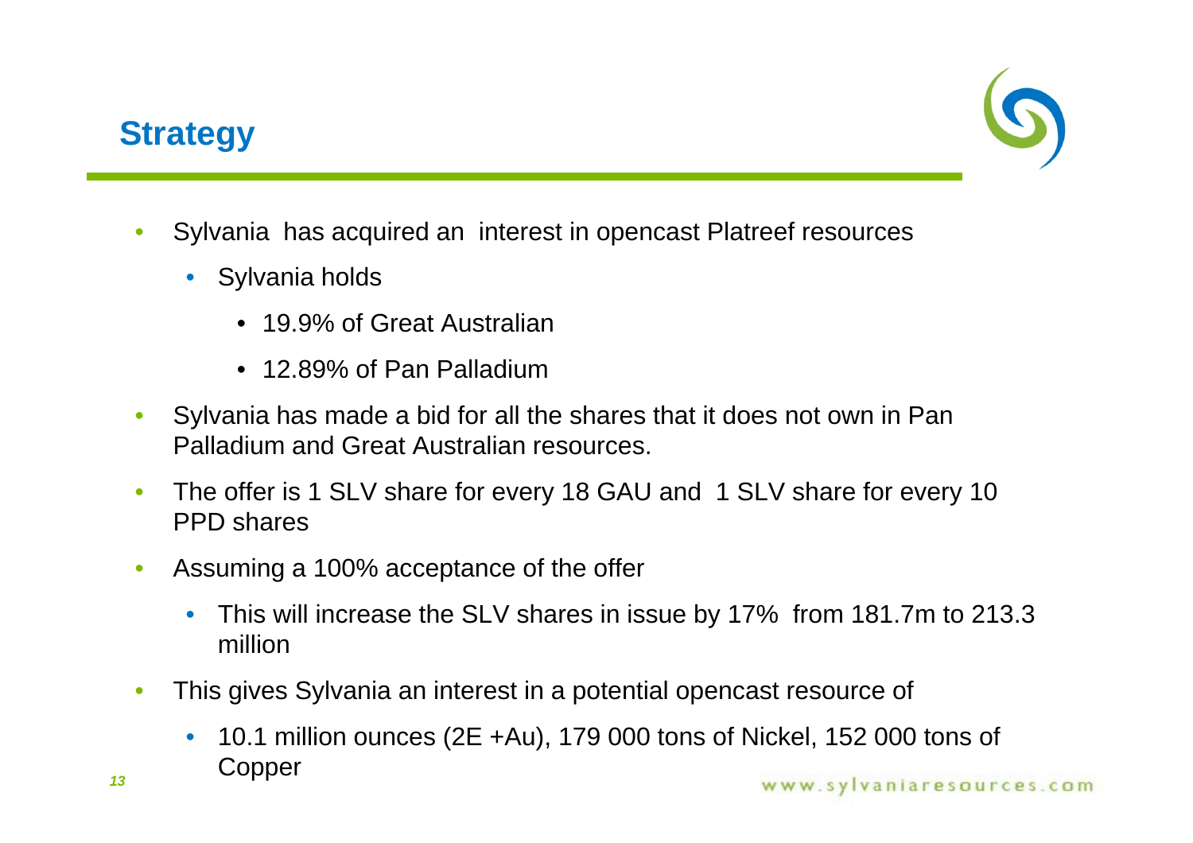## Strategy

- Sylvania has acquired an interest in opencast Platreef resources
  - Sylvania holds
    - 19.9% of Great Australian
    - 12.89% of Pan Palladium
- Sylvania has made a bid for all the shares that it does not own in Pan Palladium and Great Australian resources.
- The offer is 1 SLV share for every 18 GAU and 1 SLV share for every 10 PPD shares
- Assuming a 100% acceptance of the offer
  - This will increase the SLV shares in issue by 17% from 181.7m to 213.3 million
- This gives Sylvania an interest in a potential opencast resource of
  - 10.1 million ounces (2E +Au), 179 000 tons of Nickel, 152 000 tons of Copper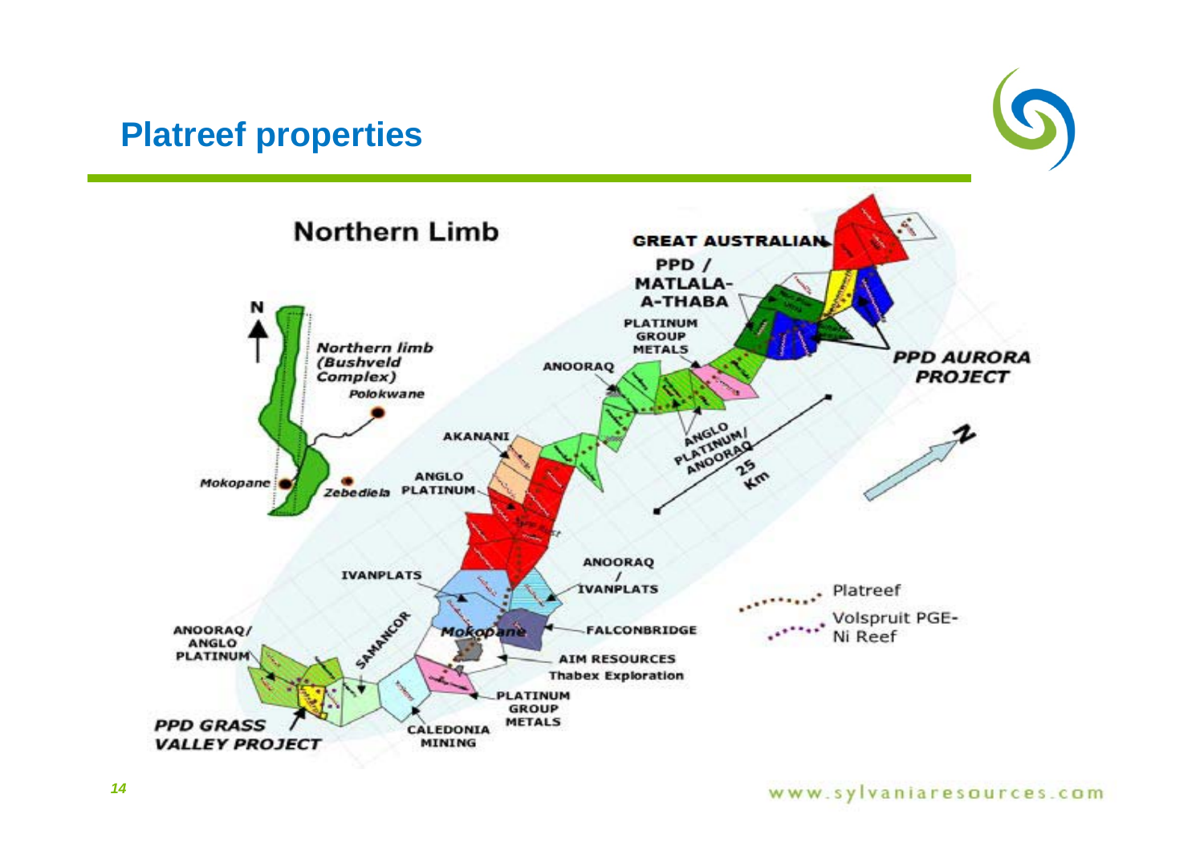# Platreef properties

Northern Limb

Northern limb (Bushveld Complex)

Polokwane

Mokopane

Zebediela

GREAT AUSTRALIAN

PPD / MATLALA-A-THABA

PLATINUM GROUP METALS

ANOORAQ

PPD AURORA PROJECT

AKANANI

ANGLO PLATINUM/ ANOORAQ

25 Km

ANGLO PLATINUM

IVANPLATS

ANOORAQ / IVANPLATS

Platreef

Volspruit PGE-Ni Reef

SAMANCOR

Mokopane

FALCONBRIDGE

ANOORAQ/ ANGLO PLATINUM

AIM RESOURCES Thabex Exploration

PLATINUM GROUP METALS

PPD GRASS VALLEY PROJECT

CALEDONIA MINING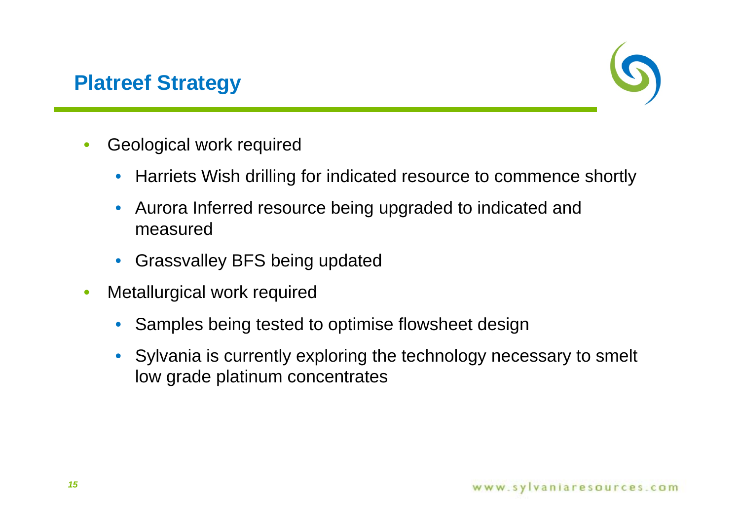# Platreef Strategy

- Geological work required
  - Harriets Wish drilling for indicated resource to commence shortly
  - Aurora Inferred resource being upgraded to indicated and measured
  - Grassvalley BFS being updated
- Metallurgical work required
  - Samples being tested to optimise flowsheet design
  - Sylvania is currently exploring the technology necessary to smelt low grade platinum concentrates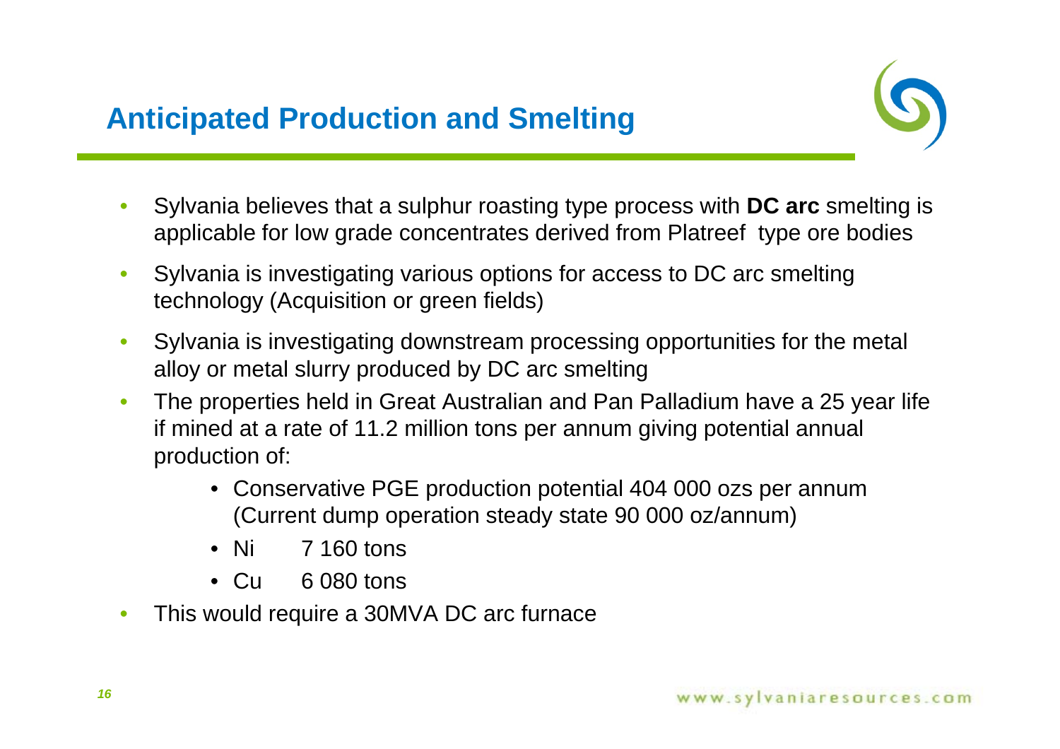# Anticipated Production and Smelting

- Sylvania believes that a sulphur roasting type process with **DC arc** smelting is applicable for low grade concentrates derived from Platreef type ore bodies
- Sylvania is investigating various options for access to DC arc smelting technology (Acquisition or green fields)
- Sylvania is investigating downstream processing opportunities for the metal alloy or metal slurry produced by DC arc smelting
- The properties held in Great Australian and Pan Palladium have a 25 year life if mined at a rate of 11.2 million tons per annum giving potential annual production of:
  - Conservative PGE production potential 404 000 ozs per annum (Current dump operation steady state 90 000 oz/annum)
  - Ni 7 160 tons
  - Cu 6 080 tons
- This would require a 30MVA DC arc furnace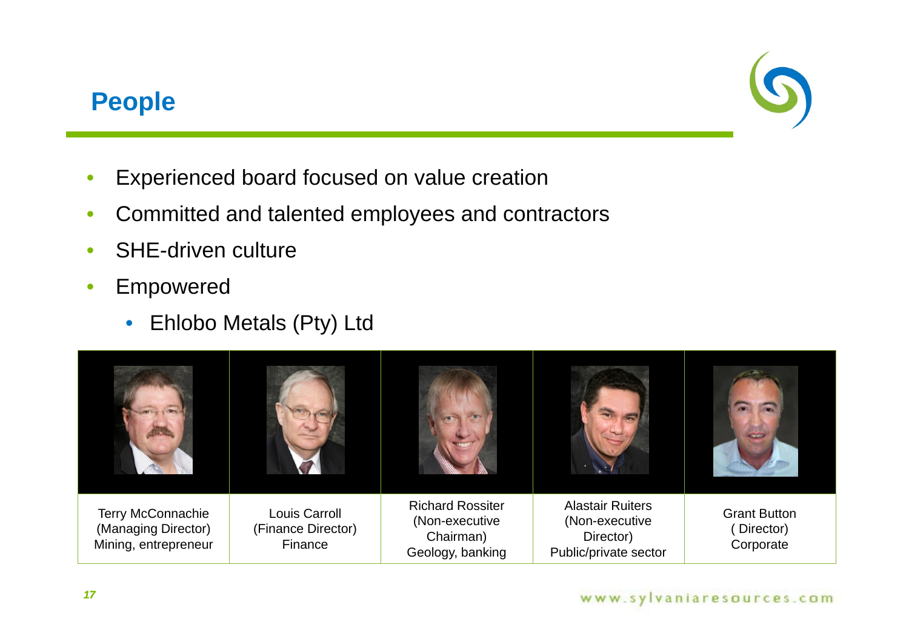## People

- Experienced board focused on value creation
- Committed and talented employees and contractors
- SHE-driven culture
- Empowered
  - Ehlobo Metals (Pty) Ltd

| Terry McConnachie (Managing Director) Mining, entrepreneur | Louis Carroll (Finance Director) Finance | Richard Rossiter (Non-executive Chairman) Geology, banking | Alastair Ruiters (Non-executive Director) Public/private sector | Grant Button ( Director) Corporate |
|---|---|---|---|---|

www.sylvaniaresources.com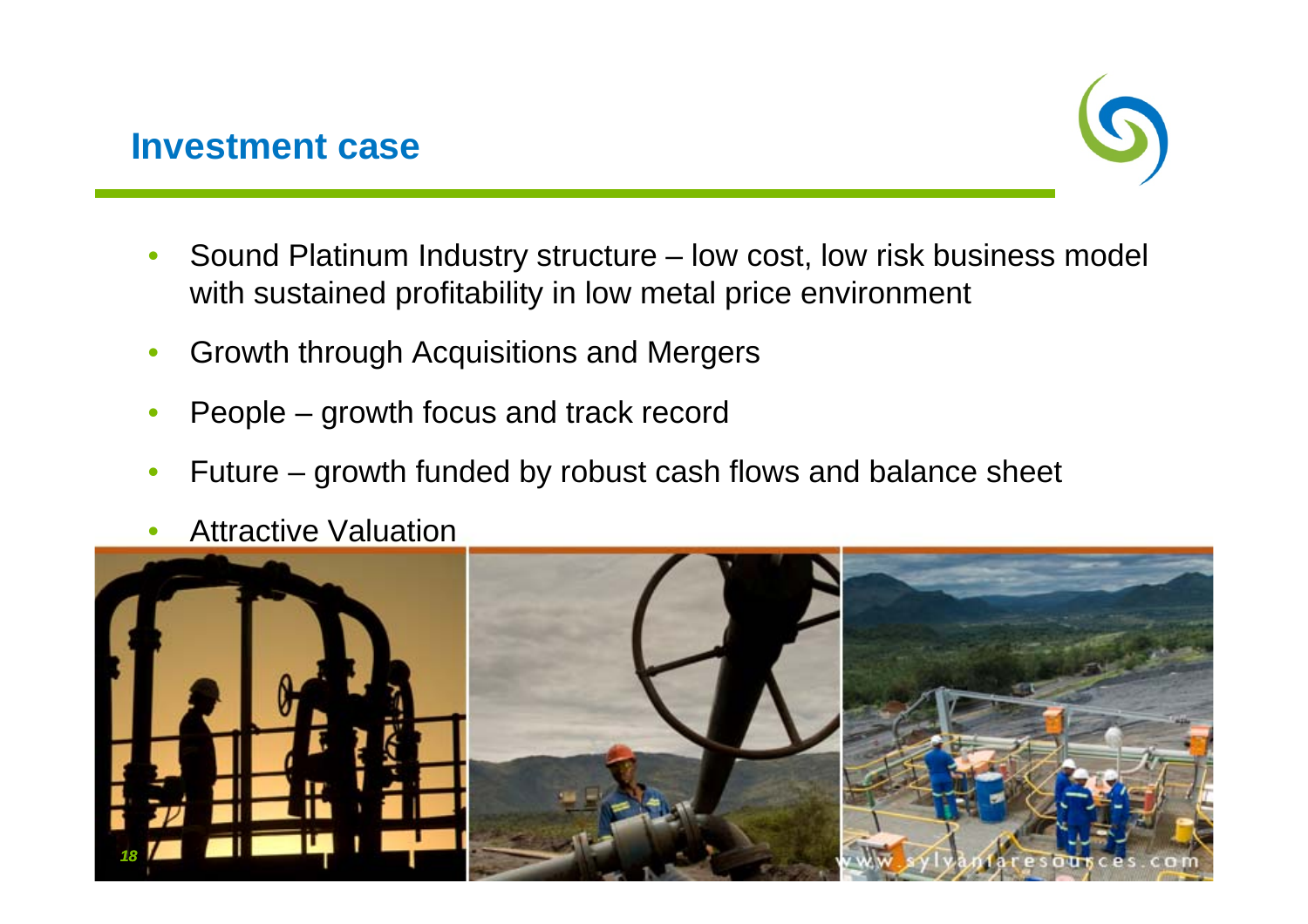## Investment case

- Sound Platinum Industry structure – low cost, low risk business model with sustained profitability in low metal price environment
- Growth through Acquisitions and Mergers
- People – growth focus and track record
- Future – growth funded by robust cash flows and balance sheet
- Attractive Valuation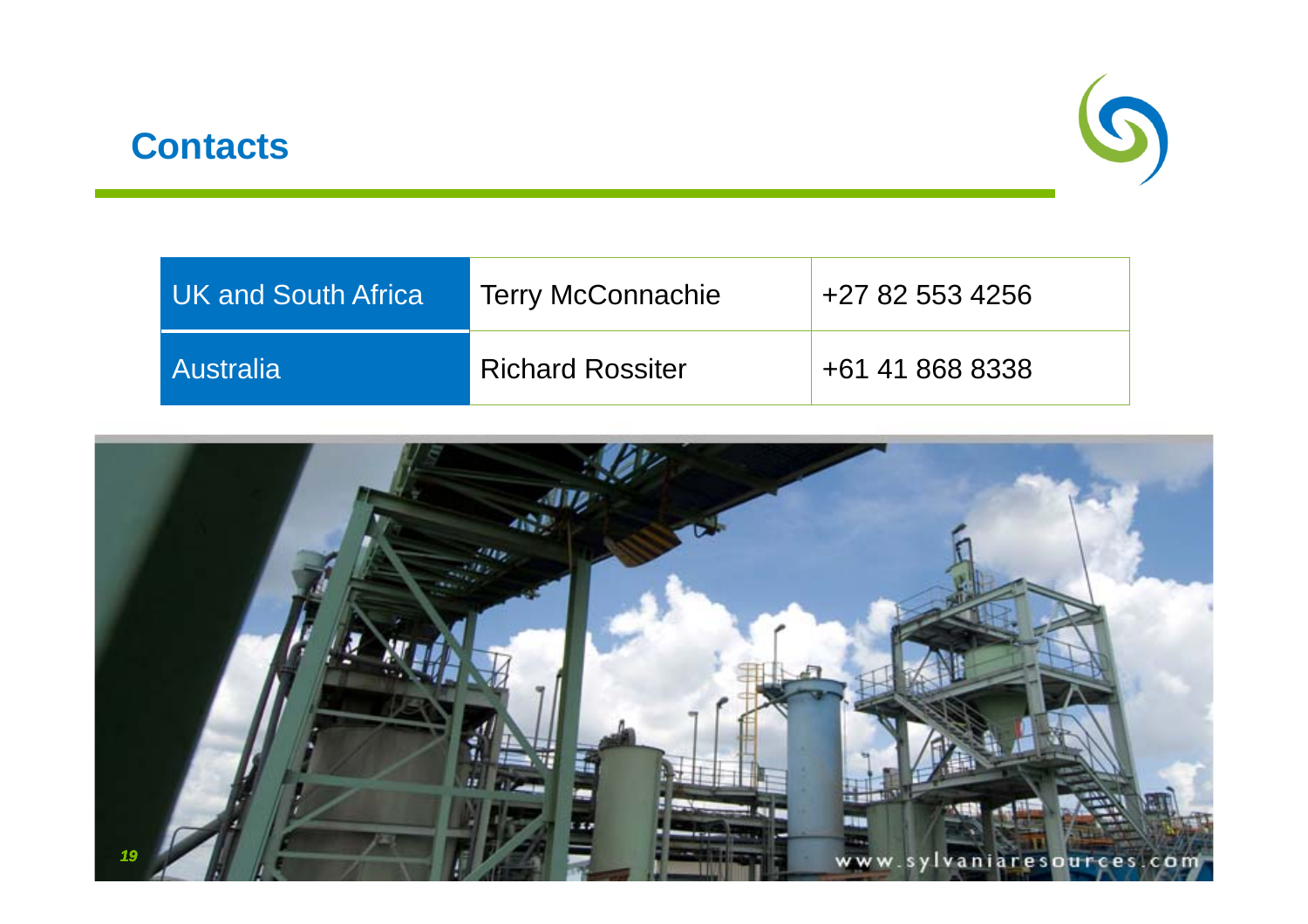## Contacts

| | | |
|---|---|---|
| UK and South Africa | Terry McConnachie | +27 82 553 4256 |
| Australia | Richard Rossiter | +61 41 868 8338 |

www.sylvaniaresources.com